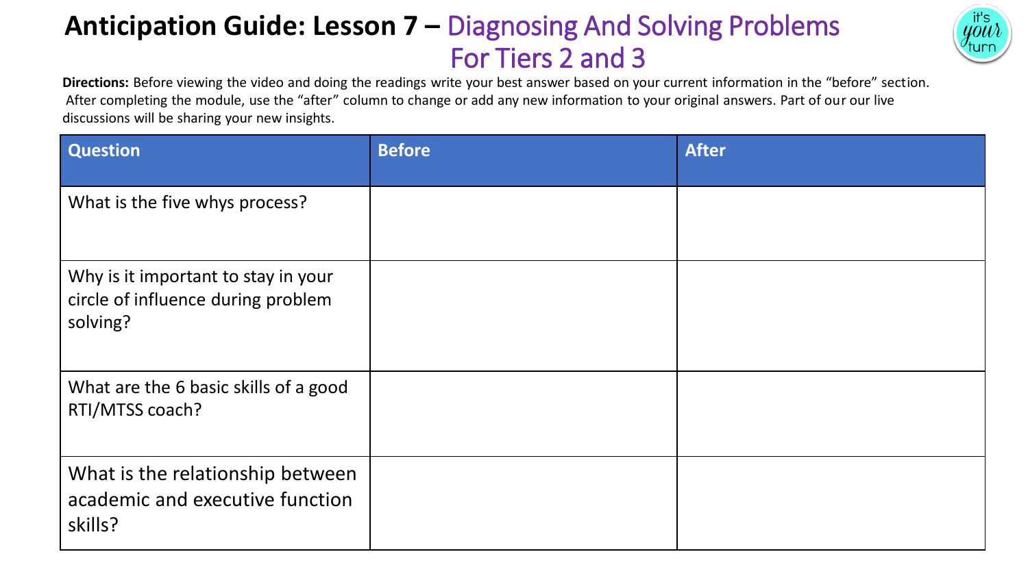# Anticipation Guide: Lesson 7 – Diagnosing And Solving Problems For Tiers 2 and 3

it's your turn

**Directions:** Before viewing the video and doing the readings write your best answer based on your current information in the "before" section. After completing the module, use the "after" column to change or add any new information to your original answers. Part of our our live discussions will be sharing your new insights.

| Question | Before | After |
|---|---|---|
| What is the five whys process? | | |
| Why is it important to stay in your circle of influence during problem solving? | | |
| What are the 6 basic skills of a good RTI/MTSS coach? | | |
| What is the relationship between academic and executive function skills? | | |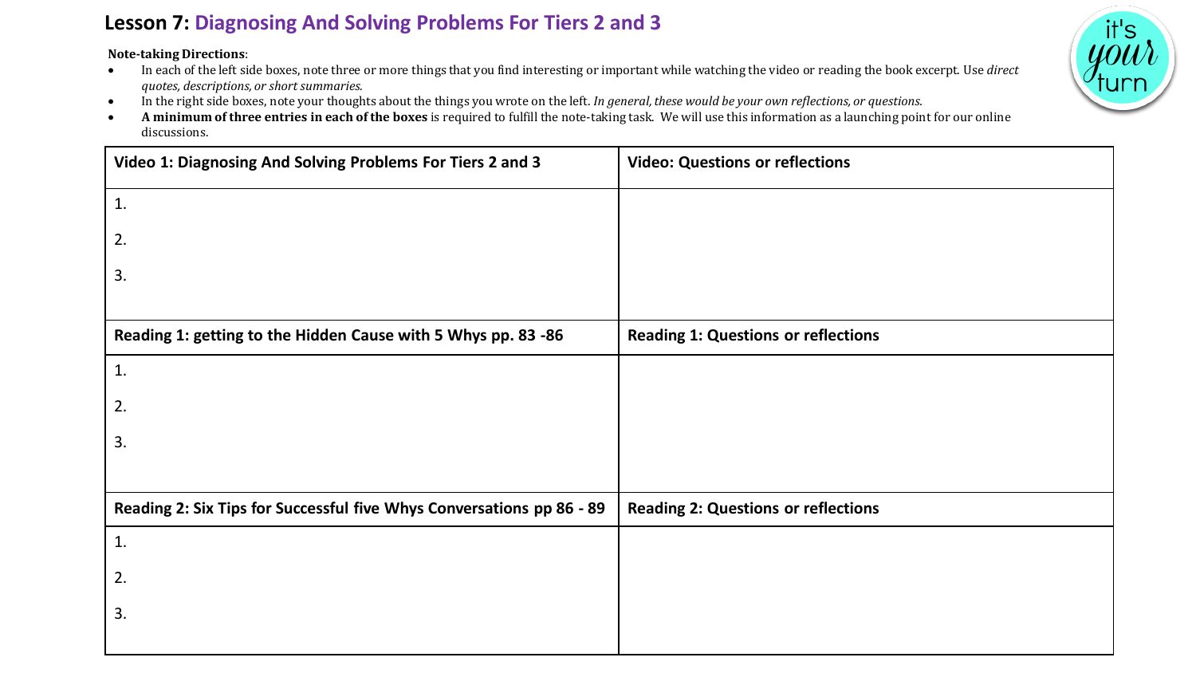# Lesson 7: Diagnosing And Solving Problems For Tiers 2 and 3

**Note-taking Directions**:

- In each of the left side boxes, note three or more things that you find interesting or important while watching the video or reading the book excerpt. Use *direct quotes, descriptions, or short summaries.*
- In the right side boxes, note your thoughts about the things you wrote on the left. *In general, these would be your own reflections, or questions.*
- **A minimum of three entries in each of the boxes** is required to fulfill the note-taking task. We will use this information as a launching point for our online discussions.

| Video 1: Diagnosing And Solving Problems For Tiers 2 and 3 | Video: Questions or reflections |
|---|---|
| 1.<br>2.<br>3. | |

| Reading 1: getting to the Hidden Cause with 5 Whys pp. 83 -86 | Reading 1: Questions or reflections |
|---|---|
| 1.<br>2.<br>3. | |

| Reading 2: Six Tips for Successful five Whys Conversations pp 86 - 89 | Reading 2: Questions or reflections |
|---|---|
| 1.<br>2.<br>3. | |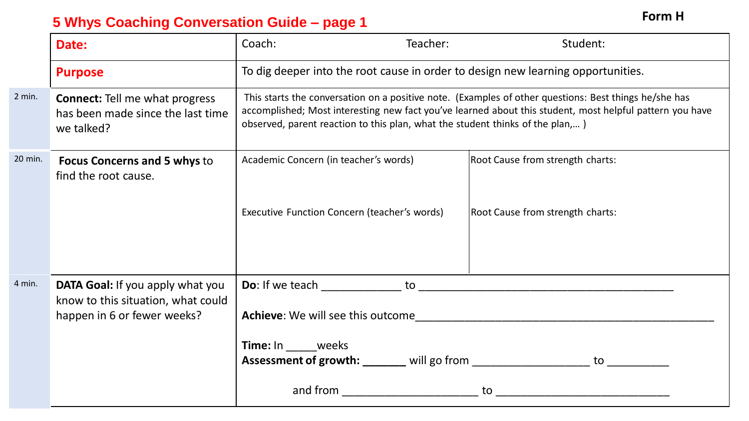# 5 Whys Coaching Conversation Guide – page 1

**Form H**

| | | | |
|---|---|---|---|
| | **Date:** | Coach: Teacher: Student: | |
| | **Purpose** | To dig deeper into the root cause in order to design new learning opportunities. | |
| 2 min. | **Connect:** Tell me what progress has been made since the last time we talked? | This starts the conversation on a positive note. (Examples of other questions: Best things he/she has accomplished; Most interesting new fact you've learned about this student, most helpful pattern you have observed, parent reaction to this plan, what the student thinks of the plan,… ) | |
| 20 min. | **Focus Concerns and 5 whys** to find the root cause. | Academic Concern (in teacher's words)<br><br>Executive Function Concern (teacher's words) | Root Cause from strength charts:<br><br>Root Cause from strength charts: |
| 4 min. | **DATA Goal:** If you apply what you know to this situation, what could happen in 6 or fewer weeks? | **Do**: If we teach ____________ to ________________________________________<br><br>**Achieve**: We will see this outcome_______________________________________________<br><br>**Time:** In _____weeks<br>**Assessment of growth:** _______ will go from __________________ to _________<br><br>and from _____________________ to ___________________________ | |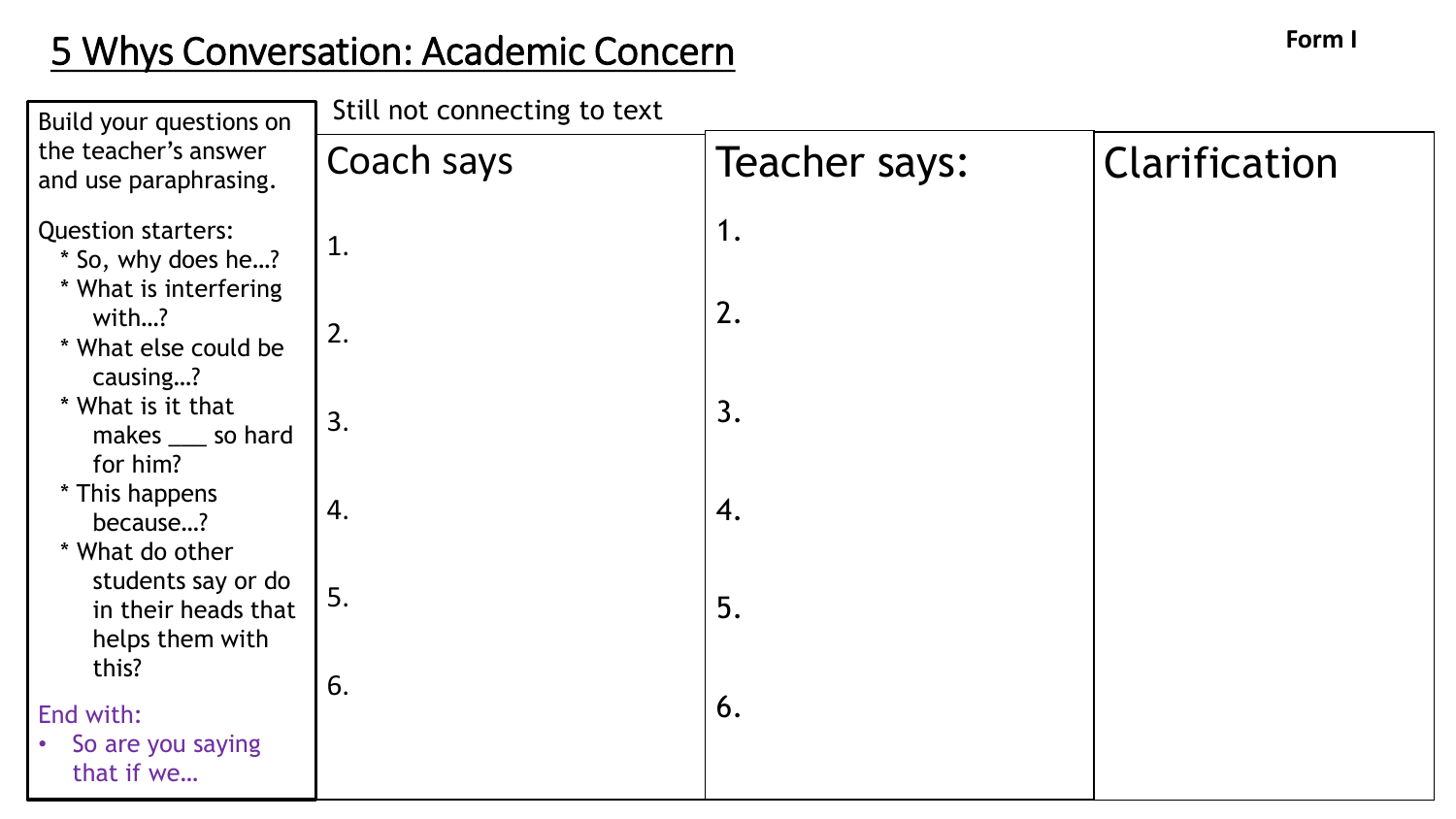# 5 Whys Conversation: Academic Concern

**Form I**

Build your questions on the teacher's answer and use paraphrasing.

Question starters:

* So, why does he…?
* What is interfering with…?
* What else could be causing…?
* What is it that makes ___ so hard for him?
* This happens because…?
* What do other students say or do in their heads that helps them with this?

End with:

- So are you saying that if we…

Still not connecting to text

| Coach says | Teacher says: | Clarification |
|---|---|---|
| 1. | 1. | |
| 2. | 2. | |
| 3. | 3. | |
| 4. | 4. | |
| 5. | 5. | |
| 6. | 6. | |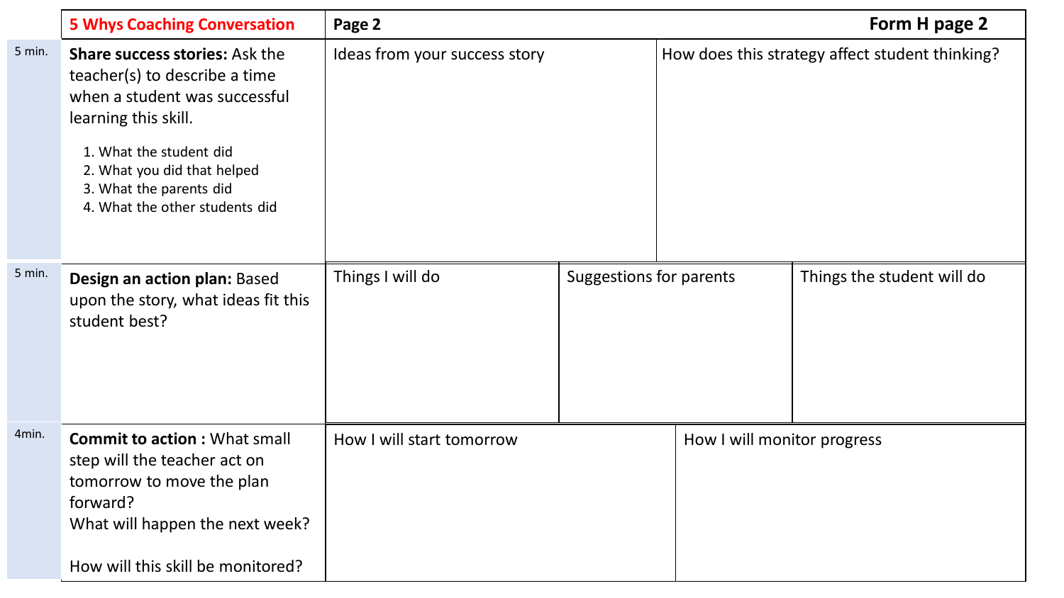| | 5 Whys Coaching Conversation | Page 2 | | | Form H page 2 |
|---|---|---|---|---|---|
| 5 min. | **Share success stories:** Ask the teacher(s) to describe a time when a student was successful learning this skill.<br>1. What the student did<br>2. What you did that helped<br>3. What the parents did<br>4. What the other students did | Ideas from your success story | | How does this strategy affect student thinking? | |
| 5 min. | **Design an action plan:** Based upon the story, what ideas fit this student best? | Things I will do | Suggestions for parents | | Things the student will do |
| 4min. | **Commit to action :** What small step will the teacher act on tomorrow to move the plan forward?<br>What will happen the next week?<br><br>How will this skill be monitored? | How I will start tomorrow | | How I will monitor progress | |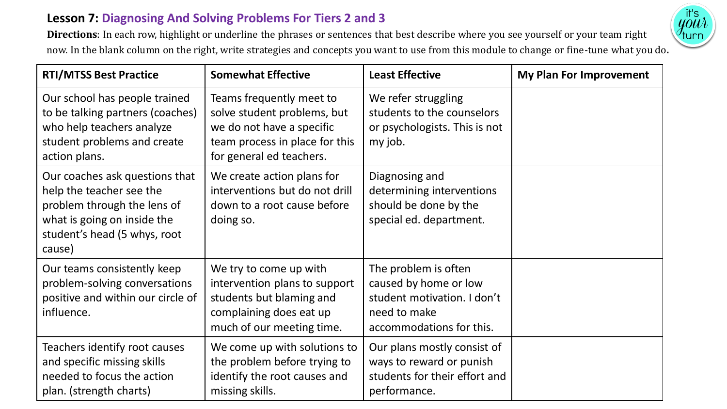## Lesson 7: Diagnosing And Solving Problems For Tiers 2 and 3

**Directions**: In each row, highlight or underline the phrases or sentences that best describe where you see yourself or your team right now. In the blank column on the right, write strategies and concepts you want to use from this module to change or fine-tune what you do.

| RTI/MTSS Best Practice | Somewhat Effective | Least Effective | My Plan For Improvement |
|---|---|---|---|
| Our school has people trained to be talking partners (coaches) who help teachers analyze student problems and create action plans. | Teams frequently meet to solve student problems, but we do not have a specific team process in place for this for general ed teachers. | We refer struggling students to the counselors or psychologists. This is not my job. | |
| Our coaches ask questions that help the teacher see the problem through the lens of what is going on inside the student's head (5 whys, root cause) | We create action plans for interventions but do not drill down to a root cause before doing so. | Diagnosing and determining interventions should be done by the special ed. department. | |
| Our teams consistently keep problem-solving conversations positive and within our circle of influence. | We try to come up with intervention plans to support students but blaming and complaining does eat up much of our meeting time. | The problem is often caused by home or low student motivation. I don't need to make accommodations for this. | |
| Teachers identify root causes and specific missing skills needed to focus the action plan. (strength charts) | We come up with solutions to the problem before trying to identify the root causes and missing skills. | Our plans mostly consist of ways to reward or punish students for their effort and performance. | |